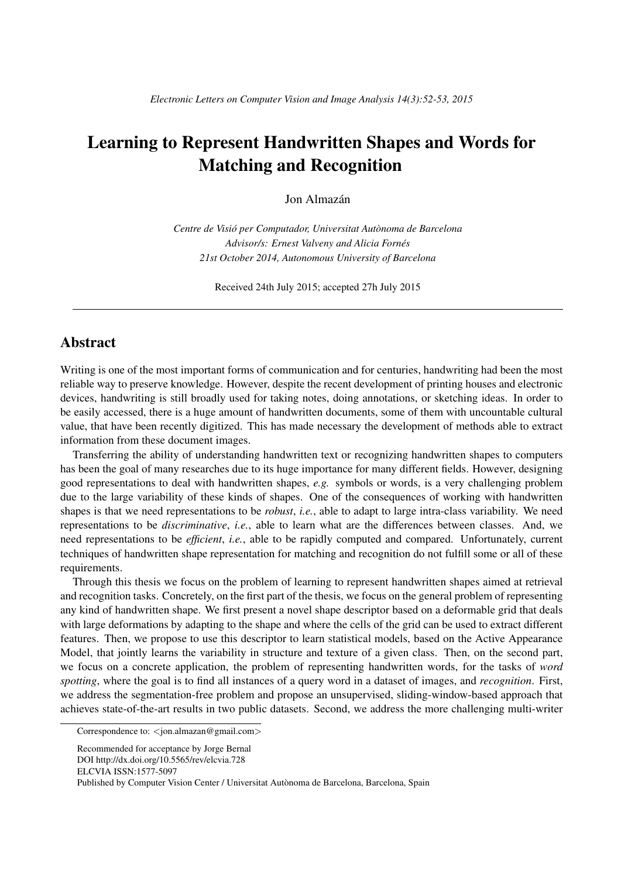# Learning to Represent Handwritten Shapes and Words for Matching and Recognition

Jon Almazán

*Centre de Visió per Computador, Universitat Autònoma de Barcelona*
*Advisor/s: Ernest Valveny and Alicia Fornés*
*21st October 2014, Autonomous University of Barcelona*

Received 24th July 2015; accepted 27h July 2015

---

## Abstract

Writing is one of the most important forms of communication and for centuries, handwriting had been the most reliable way to preserve knowledge. However, despite the recent development of printing houses and electronic devices, handwriting is still broadly used for taking notes, doing annotations, or sketching ideas. In order to be easily accessed, there is a huge amount of handwritten documents, some of them with uncountable cultural value, that have been recently digitized. This has made necessary the development of methods able to extract information from these document images.

Transferring the ability of understanding handwritten text or recognizing handwritten shapes to computers has been the goal of many researches due to its huge importance for many different fields. However, designing good representations to deal with handwritten shapes, *e.g.* symbols or words, is a very challenging problem due to the large variability of these kinds of shapes. One of the consequences of working with handwritten shapes is that we need representations to be *robust*, *i.e.*, able to adapt to large intra-class variability. We need representations to be *discriminative*, *i.e.*, able to learn what are the differences between classes. And, we need representations to be *efficient*, *i.e.*, able to be rapidly computed and compared. Unfortunately, current techniques of handwritten shape representation for matching and recognition do not fulfill some or all of these requirements.

Through this thesis we focus on the problem of learning to represent handwritten shapes aimed at retrieval and recognition tasks. Concretely, on the first part of the thesis, we focus on the general problem of representing any kind of handwritten shape. We first present a novel shape descriptor based on a deformable grid that deals with large deformations by adapting to the shape and where the cells of the grid can be used to extract different features. Then, we propose to use this descriptor to learn statistical models, based on the Active Appearance Model, that jointly learns the variability in structure and texture of a given class. Then, on the second part, we focus on a concrete application, the problem of representing handwritten words, for the tasks of *word spotting*, where the goal is to find all instances of a query word in a dataset of images, and *recognition*. First, we address the segmentation-free problem and propose an unsupervised, sliding-window-based approach that achieves state-of-the-art results in two public datasets. Second, we address the more challenging multi-writer

---

Correspondence to: <jon.almazan@gmail.com>

Recommended for acceptance by Jorge Bernal
DOI http://dx.doi.org/10.5565/rev/elcvia.728
ELCVIA ISSN:1577-5097
Published by Computer Vision Center / Universitat Autònoma de Barcelona, Barcelona, Spain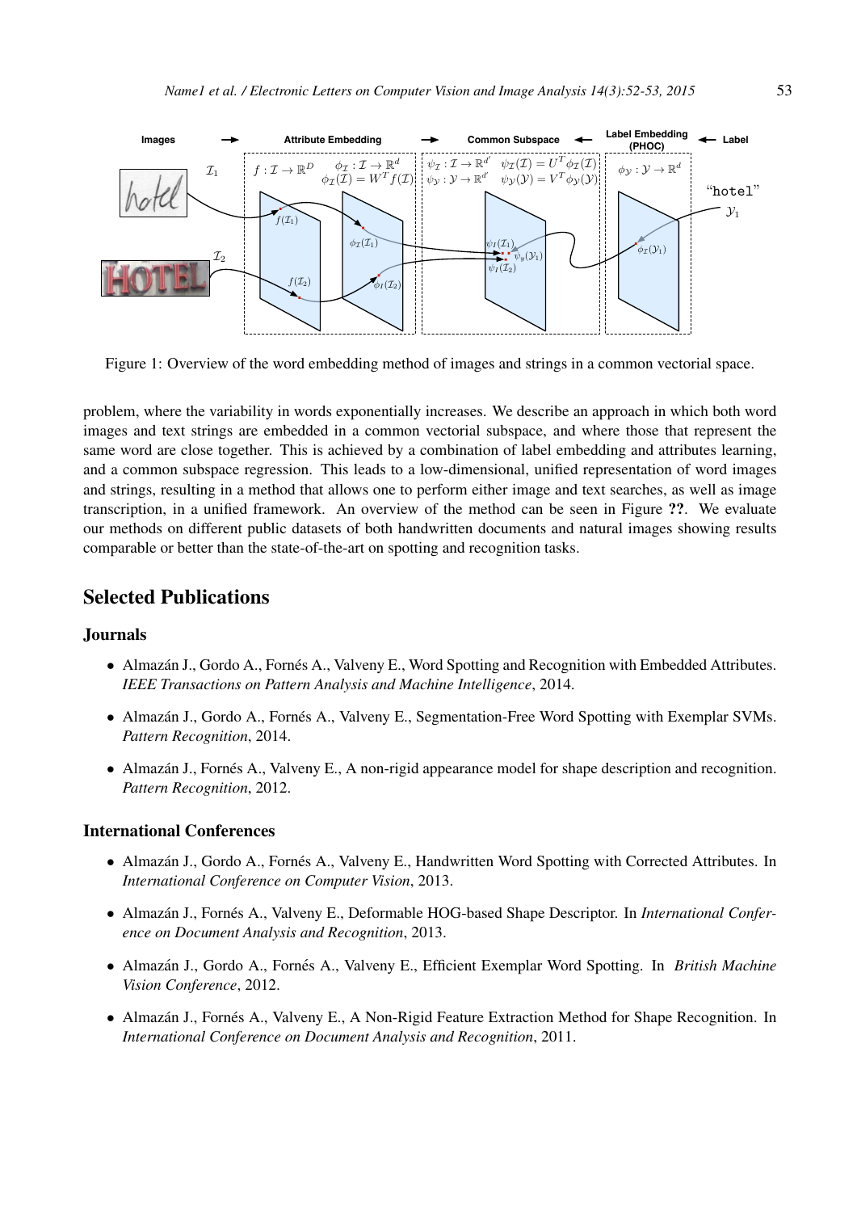Figure 1: Overview of the word embedding method of images and strings in a common vectorial space.

problem, where the variability in words exponentially increases. We describe an approach in which both word images and text strings are embedded in a common vectorial subspace, and where those that represent the same word are close together. This is achieved by a combination of label embedding and attributes learning, and a common subspace regression. This leads to a low-dimensional, unified representation of word images and strings, resulting in a method that allows one to perform either image and text searches, as well as image transcription, in a unified framework. An overview of the method can be seen in Figure ??. We evaluate our methods on different public datasets of both handwritten documents and natural images showing results comparable or better than the state-of-the-art on spotting and recognition tasks.

## Selected Publications

### Journals

- Almazán J., Gordo A., Fornés A., Valveny E., Word Spotting and Recognition with Embedded Attributes. *IEEE Transactions on Pattern Analysis and Machine Intelligence*, 2014.
- Almazán J., Gordo A., Fornés A., Valveny E., Segmentation-Free Word Spotting with Exemplar SVMs. *Pattern Recognition*, 2014.
- Almazán J., Fornés A., Valveny E., A non-rigid appearance model for shape description and recognition. *Pattern Recognition*, 2012.

### International Conferences

- Almazán J., Gordo A., Fornés A., Valveny E., Handwritten Word Spotting with Corrected Attributes. In *International Conference on Computer Vision*, 2013.
- Almazán J., Fornés A., Valveny E., Deformable HOG-based Shape Descriptor. In *International Conference on Document Analysis and Recognition*, 2013.
- Almazán J., Gordo A., Fornés A., Valveny E., Efficient Exemplar Word Spotting. In *British Machine Vision Conference*, 2012.
- Almazán J., Fornés A., Valveny E., A Non-Rigid Feature Extraction Method for Shape Recognition. In *International Conference on Document Analysis and Recognition*, 2011.